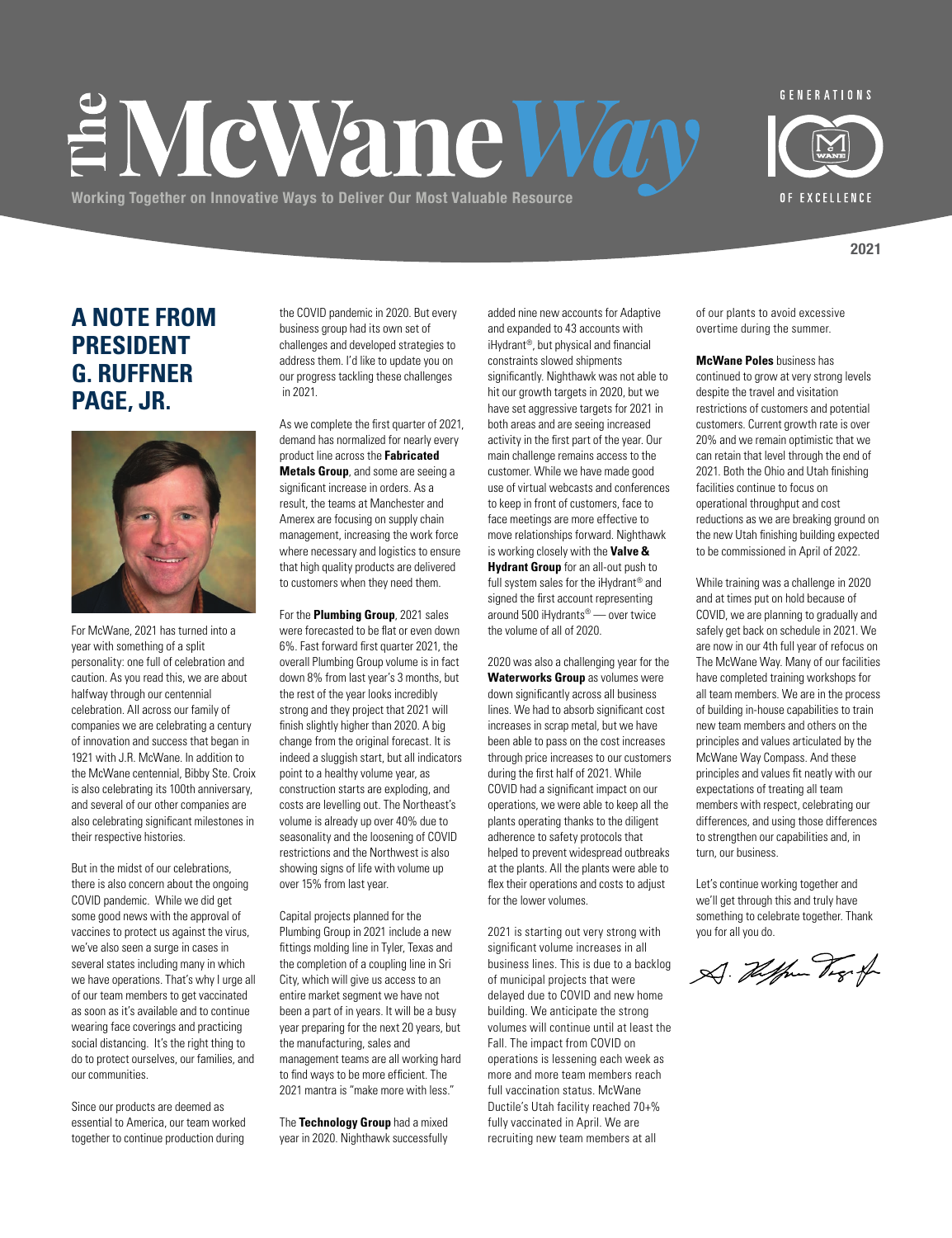# The McWane Way

Working Together on Innovative Ways to Deliver Our Most Valuable Resource

GENERATIONS 100 OF EXCELLENCE

2021

## A NOTE FROM PRESIDENT G. RUFFNER PAGE, JR.

For McWane, 2021 has turned into a year with something of a split personality: one full of celebration and caution. As you read this, we are about halfway through our centennial celebration. All across our family of companies we are celebrating a century of innovation and success that began in 1921 with J.R. McWane. In addition to the McWane centennial, Bibby Ste. Croix is also celebrating its 100th anniversary, and several of our other companies are also celebrating significant milestones in their respective histories.

But in the midst of our celebrations, there is also concern about the ongoing COVID pandemic. While we did get some good news with the approval of vaccines to protect us against the virus, we've also seen a surge in cases in several states including many in which we have operations. That's why I urge all of our team members to get vaccinated as soon as it's available and to continue wearing face coverings and practicing social distancing. It's the right thing to do to protect ourselves, our families, and our communities.

Since our products are deemed as essential to America, our team worked together to continue production during the COVID pandemic in 2020. But every business group had its own set of challenges and developed strategies to address them. I'd like to update you on our progress tackling these challenges in 2021.

As we complete the first quarter of 2021, demand has normalized for nearly every product line across the **Fabricated Metals Group**, and some are seeing a significant increase in orders. As a result, the teams at Manchester and Amerex are focusing on supply chain management, increasing the work force where necessary and logistics to ensure that high quality products are delivered to customers when they need them.

For the **Plumbing Group**, 2021 sales were forecasted to be flat or even down 6%. Fast forward first quarter 2021, the overall Plumbing Group volume is in fact down 8% from last year's 3 months, but the rest of the year looks incredibly strong and they project that 2021 will finish slightly higher than 2020. A big change from the original forecast. It is indeed a sluggish start, but all indicators point to a healthy volume year, as construction starts are exploding, and costs are levelling out. The Northeast's volume is already up over 40% due to seasonality and the loosening of COVID restrictions and the Northwest is also showing signs of life with volume up over 15% from last year.

Capital projects planned for the Plumbing Group in 2021 include a new fittings molding line in Tyler, Texas and the completion of a coupling line in Sri City, which will give us access to an entire market segment we have not been a part of in years. It will be a busy year preparing for the next 20 years, but the manufacturing, sales and management teams are all working hard to find ways to be more efficient. The 2021 mantra is "make more with less."

The **Technology Group** had a mixed year in 2020. Nighthawk successfully added nine new accounts for Adaptive and expanded to 43 accounts with iHydrant®, but physical and financial constraints slowed shipments significantly. Nighthawk was not able to hit our growth targets in 2020, but we have set aggressive targets for 2021 in both areas and are seeing increased activity in the first part of the year. Our main challenge remains access to the customer. While we have made good use of virtual webcasts and conferences to keep in front of customers, face to face meetings are more effective to move relationships forward. Nighthawk is working closely with the **Valve & Hydrant Group** for an all-out push to full system sales for the iHydrant® and signed the first account representing around 500 iHydrants® — over twice the volume of all of 2020.

2020 was also a challenging year for the **Waterworks Group** as volumes were down significantly across all business lines. We had to absorb significant cost increases in scrap metal, but we have been able to pass on the cost increases through price increases to our customers during the first half of 2021. While COVID had a significant impact on our operations, we were able to keep all the plants operating thanks to the diligent adherence to safety protocols that helped to prevent widespread outbreaks at the plants. All the plants were able to flex their operations and costs to adjust for the lower volumes.

2021 is starting out very strong with significant volume increases in all business lines. This is due to a backlog of municipal projects that were delayed due to COVID and new home building. We anticipate the strong volumes will continue until at least the Fall. The impact from COVID on operations is lessening each week as more and more team members reach full vaccination status. McWane Ductile's Utah facility reached 70+% fully vaccinated in April. We are recruiting new team members at all of our plants to avoid excessive overtime during the summer.

**McWane Poles** business has continued to grow at very strong levels despite the travel and visitation restrictions of customers and potential customers. Current growth rate is over 20% and we remain optimistic that we can retain that level through the end of 2021. Both the Ohio and Utah finishing facilities continue to focus on operational throughput and cost reductions as we are breaking ground on the new Utah finishing building expected to be commissioned in April of 2022.

While training was a challenge in 2020 and at times put on hold because of COVID, we are planning to gradually and safely get back on schedule in 2021. We are now in our 4th full year of refocus on The McWane Way. Many of our facilities have completed training workshops for all team members. We are in the process of building in-house capabilities to train new team members and others on the principles and values articulated by the McWane Way Compass. And these principles and values fit neatly with our expectations of treating all team members with respect, celebrating our differences, and using those differences to strengthen our capabilities and, in turn, our business.

Let's continue working together and we'll get through this and truly have something to celebrate together. Thank you for all you do.

G. Ruffner Page, Jr.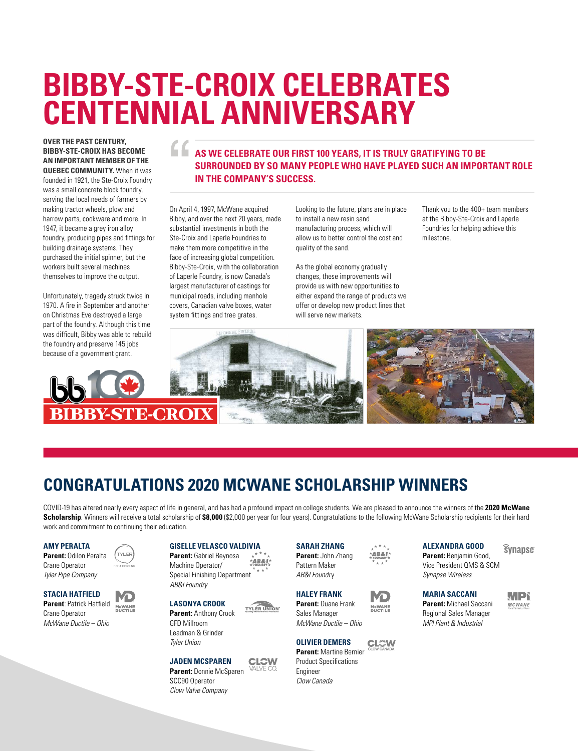# BIBBY-STE-CROIX CELEBRATES CENTENNIAL ANNIVERSARY

**OVER THE PAST CENTURY, BIBBY-STE-CROIX HAS BECOME AN IMPORTANT MEMBER OF THE QUEBEC COMMUNITY.** When it was founded in 1921, the Ste-Croix Foundry was a small concrete block foundry, serving the local needs of farmers by making tractor wheels, plow and harrow parts, cookware and more. In 1947, it became a grey iron alloy foundry, producing pipes and fittings for building drainage systems. They purchased the initial spinner, but the workers built several machines themselves to improve the output.

Unfortunately, tragedy struck twice in 1970. A fire in September and another on Christmas Eve destroyed a large part of the foundry. Although this time was difficult, Bibby was able to rebuild the foundry and preserve 145 jobs because of a government grant.

> **"AS WE CELEBRATE OUR FIRST 100 YEARS, IT IS TRULY GRATIFYING TO BE SURROUNDED BY SO MANY PEOPLE WHO HAVE PLAYED SUCH AN IMPORTANT ROLE IN THE COMPANY'S SUCCESS.**

On April 4, 1997, McWane acquired Bibby, and over the next 20 years, made substantial investments in both the Ste-Croix and Laperle Foundries to make them more competitive in the face of increasing global competition. Bibby-Ste-Croix, with the collaboration of Laperle Foundry, is now Canada's largest manufacturer of castings for municipal roads, including manhole covers, Canadian valve boxes, water system fittings and tree grates.

Looking to the future, plans are in place to install a new resin sand manufacturing process, which will allow us to better control the cost and quality of the sand.

As the global economy gradually changes, these improvements will provide us with new opportunities to either expand the range of products we offer or develop new product lines that will serve new markets.

Thank you to the 400+ team members at the Bibby-Ste-Croix and Laperle Foundries for helping achieve this milestone.

## CONGRATULATIONS 2020 MCWANE SCHOLARSHIP WINNERS

COVID-19 has altered nearly every aspect of life in general, and has had a profound impact on college students. We are pleased to announce the winners of the **2020 McWane Scholarship**. Winners will receive a total scholarship of **$8,000** ($2,000 per year for four years). Congratulations to the following McWane Scholarship recipients for their hard work and commitment to continuing their education.

**AMY PERALTA**
**Parent:** Odilon Peralta
Crane Operator
*Tyler Pipe Company*

**STACIA HATFIELD**
**Parent**: Patrick Hatfield
Crane Operator
*McWane Ductile – Ohio*

**GISELLE VELASCO VALDIVIA**
**Parent:** Gabriel Reynosa
Machine Operator/ Special Finishing Department
*AB&I Foundry*

**LASONYA CROOK**
**Parent:** Anthony Crook
GFD Millroom Leadman & Grinder
*Tyler Union*

**JADEN MCSPAREN**
**Parent:** Donnie McSparen
SCC90 Operator
*Clow Valve Company*

**SARAH ZHANG**
**Parent:** John Zhang
Pattern Maker
*AB&I Foundry*

**HALEY FRANK**
**Parent:** Duane Frank
Sales Manager
*McWane Ductile – Ohio*

**OLIVIER DEMERS**
**Parent:** Martine Bernier
Product Specifications Engineer
*Clow Canada*

**ALEXANDRA GOOD**
**Parent:** Benjamin Good, Vice President QMS & SCM
*Synapse Wireless*

**MARIA SACCANI**
**Parent:** Michael Saccani
Regional Sales Manager
*MPI Plant & Industrial*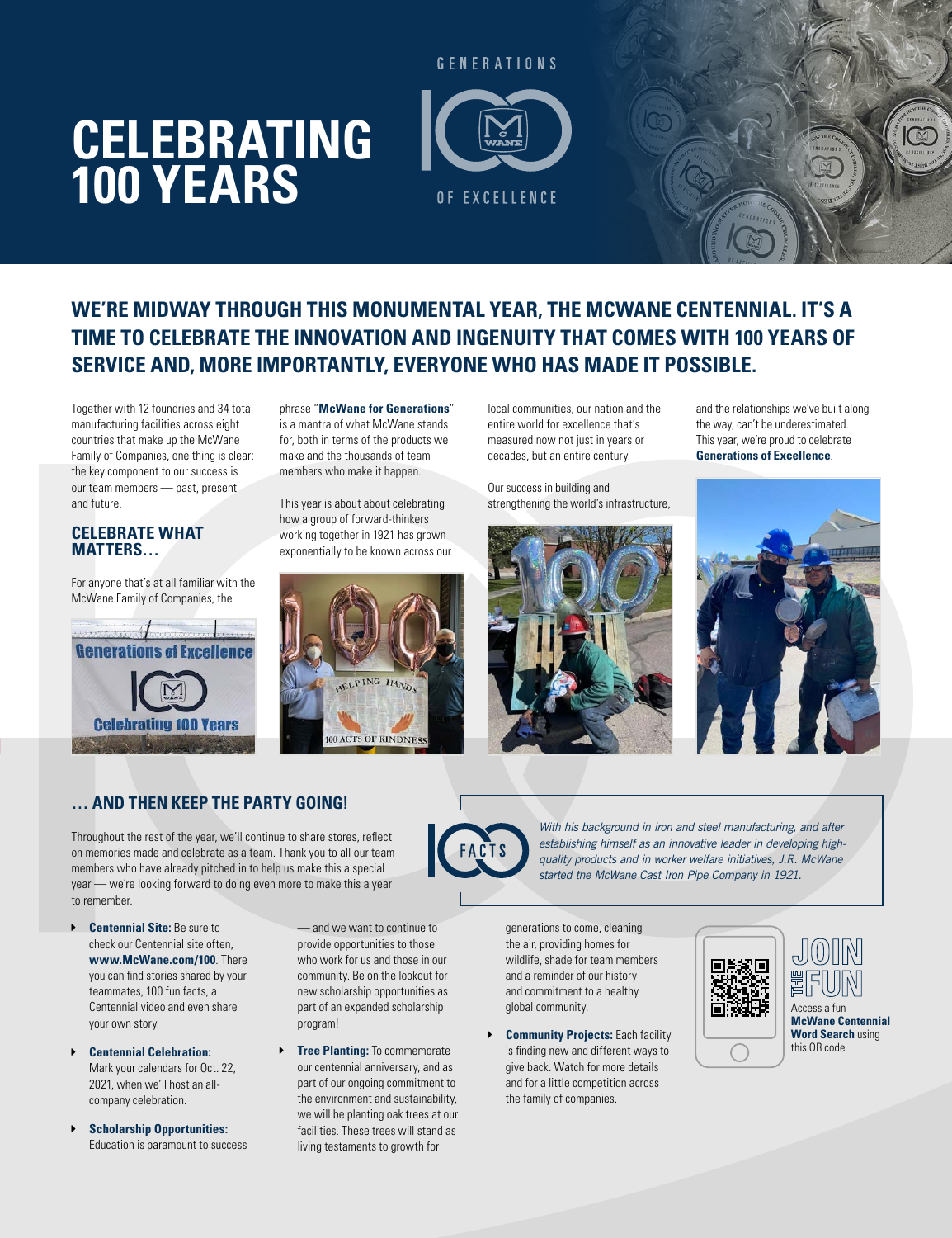# CELEBRATING 100 YEARS

GENERATIONS 100 OF EXCELLENCE

## WE'RE MIDWAY THROUGH THIS MONUMENTAL YEAR, THE MCWANE CENTENNIAL. IT'S A TIME TO CELEBRATE THE INNOVATION AND INGENUITY THAT COMES WITH 100 YEARS OF SERVICE AND, MORE IMPORTANTLY, EVERYONE WHO HAS MADE IT POSSIBLE.

Together with 12 foundries and 34 total manufacturing facilities across eight countries that make up the McWane Family of Companies, one thing is clear: the key component to our success is our team members — past, present and future.

### CELEBRATE WHAT MATTERS…

For anyone that's at all familiar with the McWane Family of Companies, the phrase "**McWane for Generations**" is a mantra of what McWane stands for, both in terms of the products we make and the thousands of team members who make it happen.

This year is about about celebrating how a group of forward-thinkers working together in 1921 has grown exponentially to be known across our local communities, our nation and the entire world for excellence that's measured now not just in years or decades, but an entire century.

Our success in building and strengthening the world's infrastructure, and the relationships we've built along the way, can't be underestimated. This year, we're proud to celebrate **Generations of Excellence**.

### … AND THEN KEEP THE PARTY GOING!

Throughout the rest of the year, we'll continue to share stores, reflect on memories made and celebrate as a team. Thank you to all our team members who have already pitched in to help us make this a special year — we're looking forward to doing even more to make this a year to remember.

- **Centennial Site:** Be sure to check our Centennial site often, **www.McWane.com/100**. There you can find stories shared by your teammates, 100 fun facts, a Centennial video and even share your own story.
- **Centennial Celebration:** Mark your calendars for Oct. 22, 2021, when we'll host an all-company celebration.
- **Scholarship Opportunities:** Education is paramount to success — and we want to continue to provide opportunities to those who work for us and those in our community. Be on the lookout for new scholarship opportunities as part of an expanded scholarship program!
- **Tree Planting:** To commemorate our centennial anniversary, and as part of our ongoing commitment to the environment and sustainability, we will be planting oak trees at our facilities. These trees will stand as living testaments to growth for generations to come, cleaning the air, providing homes for wildlife, shade for team members and a reminder of our history and commitment to a healthy global community.
- **Community Projects:** Each facility is finding new and different ways to give back. Watch for more details and for a little competition across the family of companies.

**100 FACTS**

*With his background in iron and steel manufacturing, and after establishing himself as an innovative leader in developing high-quality products and in worker welfare initiatives, J.R. McWane started the McWane Cast Iron Pipe Company in 1921.*

**JOIN THE FUN**

Access a fun **McWane Centennial Word Search** using this QR code.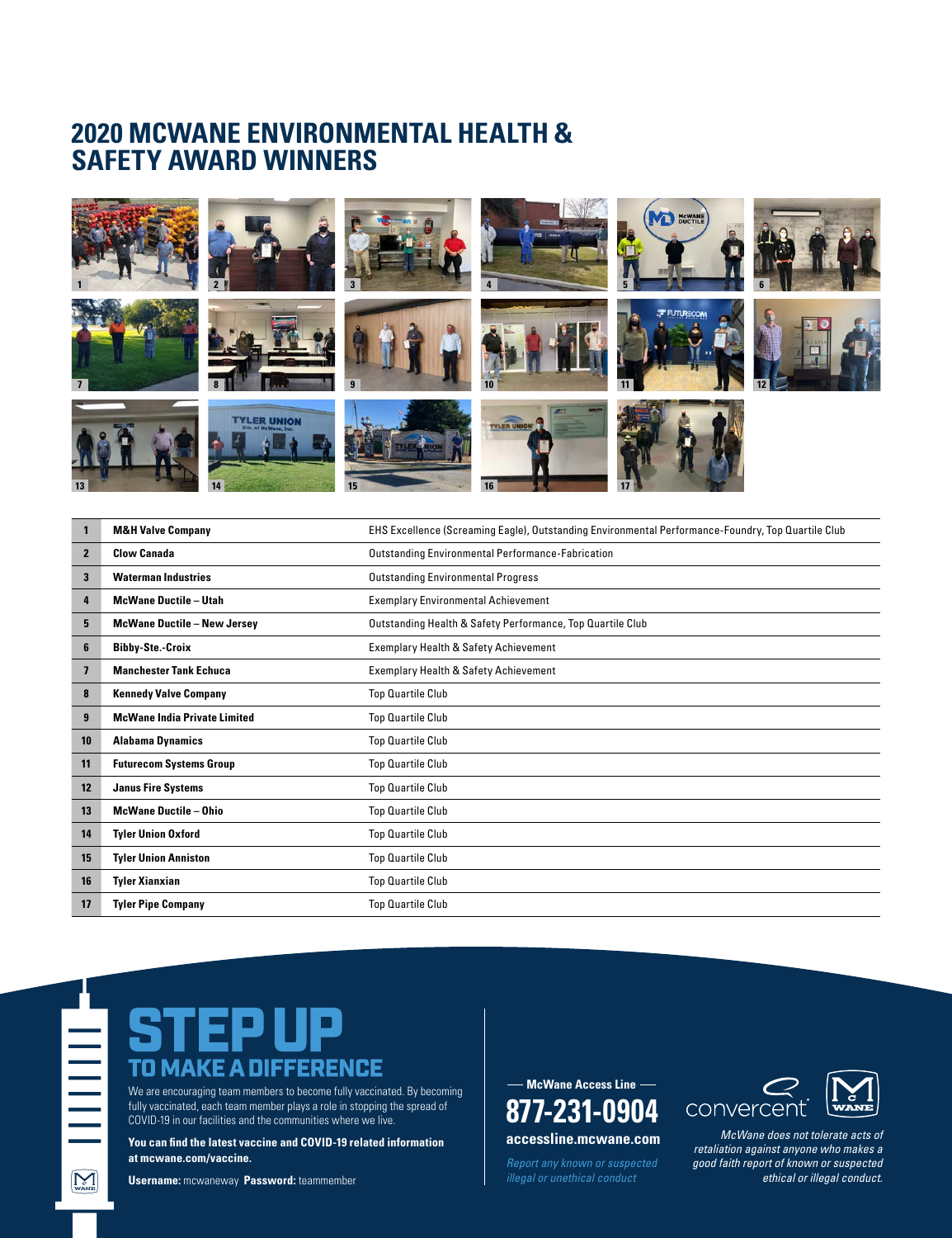# 2020 MCWANE ENVIRONMENTAL HEALTH & SAFETY AWARD WINNERS

| | | |
|---|---|---|
| 1 | **M&H Valve Company** | EHS Excellence (Screaming Eagle), Outstanding Environmental Performance-Foundry, Top Quartile Club |
| 2 | **Clow Canada** | Outstanding Environmental Performance-Fabrication |
| 3 | **Waterman Industries** | Outstanding Environmental Progress |
| 4 | **McWane Ductile – Utah** | Exemplary Environmental Achievement |
| 5 | **McWane Ductile – New Jersey** | Outstanding Health & Safety Performance, Top Quartile Club |
| 6 | **Bibby-Ste.-Croix** | Exemplary Health & Safety Achievement |
| 7 | **Manchester Tank Echuca** | Exemplary Health & Safety Achievement |
| 8 | **Kennedy Valve Company** | Top Quartile Club |
| 9 | **McWane India Private Limited** | Top Quartile Club |
| 10 | **Alabama Dynamics** | Top Quartile Club |
| 11 | **Futurecom Systems Group** | Top Quartile Club |
| 12 | **Janus Fire Systems** | Top Quartile Club |
| 13 | **McWane Ductile – Ohio** | Top Quartile Club |
| 14 | **Tyler Union Oxford** | Top Quartile Club |
| 15 | **Tyler Union Anniston** | Top Quartile Club |
| 16 | **Tyler Xianxian** | Top Quartile Club |
| 17 | **Tyler Pipe Company** | Top Quartile Club |

## STEP UP
### TO MAKE A DIFFERENCE

We are encouraging team members to become fully vaccinated. By becoming fully vaccinated, each team member plays a role in stopping the spread of COVID-19 in our facilities and the communities where we live.

**You can find the latest vaccine and COVID-19 related information at mcwane.com/vaccine.**

**Username:** mcwaneway **Password:** teammember

**— McWane Access Line —**

**877-231-0904**

**accessline.mcwane.com**

*Report any known or suspected illegal or unethical conduct*

*McWane does not tolerate acts of retaliation against anyone who makes a good faith report of known or suspected ethical or illegal conduct.*